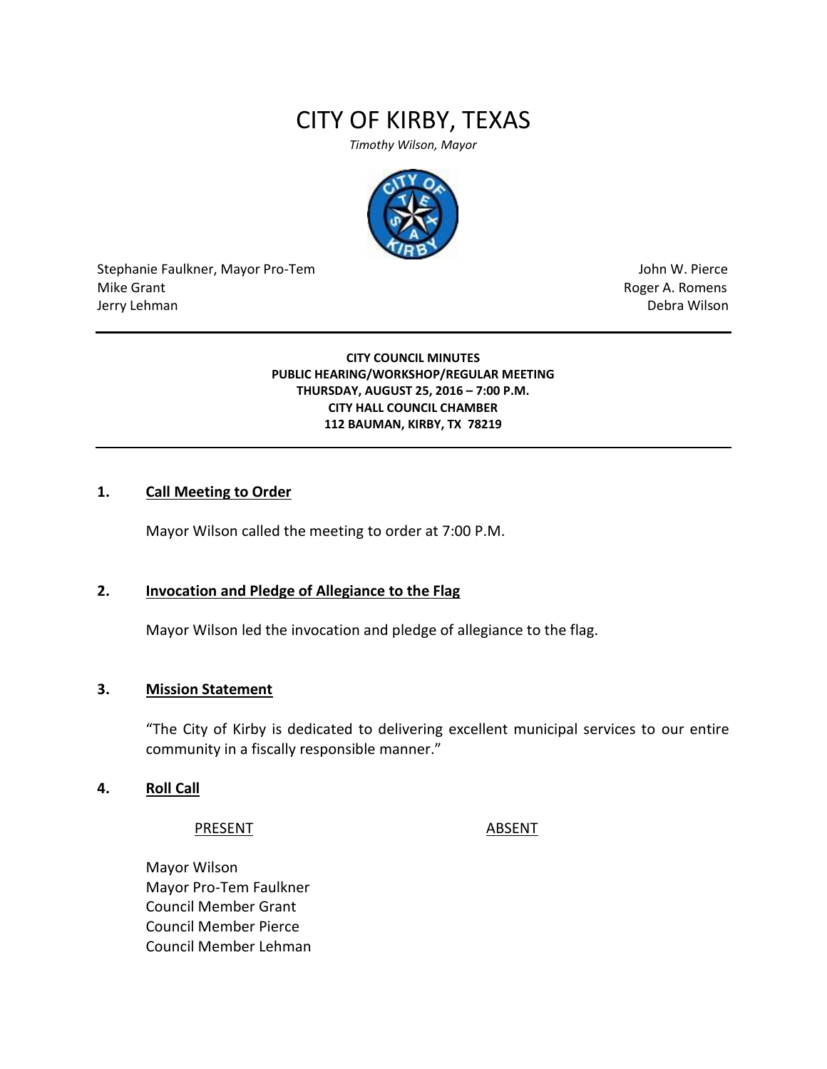# CITY OF KIRBY, TEXAS

*Timothy Wilson, Mayor*

Stephanie Faulkner, Mayor Pro-Tem
Mike Grant
Jerry Lehman

John W. Pierce
Roger A. Romens
Debra Wilson

---

**CITY COUNCIL MINUTES**
**PUBLIC HEARING/WORKSHOP/REGULAR MEETING**
**THURSDAY, AUGUST 25, 2016 – 7:00 P.M.**
**CITY HALL COUNCIL CHAMBER**
**112 BAUMAN, KIRBY, TX 78219**

---

**1. Call Meeting to Order**

Mayor Wilson called the meeting to order at 7:00 P.M.

**2. Invocation and Pledge of Allegiance to the Flag**

Mayor Wilson led the invocation and pledge of allegiance to the flag.

**3. Mission Statement**

"The City of Kirby is dedicated to delivering excellent municipal services to our entire community in a fiscally responsible manner."

**4. Roll Call**

| PRESENT | ABSENT |
|---|---|
| Mayor Wilson | |
| Mayor Pro-Tem Faulkner | |
| Council Member Grant | |
| Council Member Pierce | |
| Council Member Lehman | |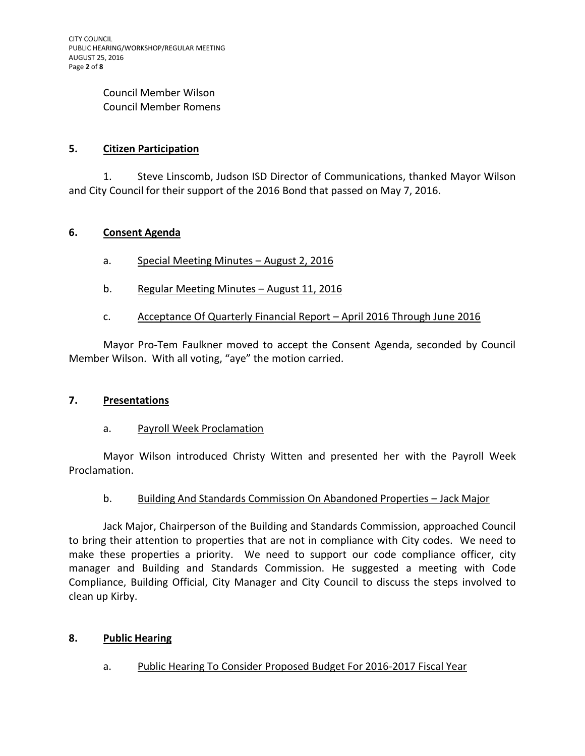Council Member Wilson
Council Member Romens

## 5. <u>Citizen Participation</u>

1. Steve Linscomb, Judson ISD Director of Communications, thanked Mayor Wilson and City Council for their support of the 2016 Bond that passed on May 7, 2016.

## 6. <u>Consent Agenda</u>

a. <u>Special Meeting Minutes – August 2, 2016</u>

b. <u>Regular Meeting Minutes – August 11, 2016</u>

c. <u>Acceptance Of Quarterly Financial Report – April 2016 Through June 2016</u>

Mayor Pro-Tem Faulkner moved to accept the Consent Agenda, seconded by Council Member Wilson. With all voting, "aye" the motion carried.

## 7. <u>Presentations</u>

a. <u>Payroll Week Proclamation</u>

Mayor Wilson introduced Christy Witten and presented her with the Payroll Week Proclamation.

b. <u>Building And Standards Commission On Abandoned Properties – Jack Major</u>

Jack Major, Chairperson of the Building and Standards Commission, approached Council to bring their attention to properties that are not in compliance with City codes. We need to make these properties a priority. We need to support our code compliance officer, city manager and Building and Standards Commission. He suggested a meeting with Code Compliance, Building Official, City Manager and City Council to discuss the steps involved to clean up Kirby.

## 8. <u>Public Hearing</u>

a. <u>Public Hearing To Consider Proposed Budget For 2016-2017 Fiscal Year</u>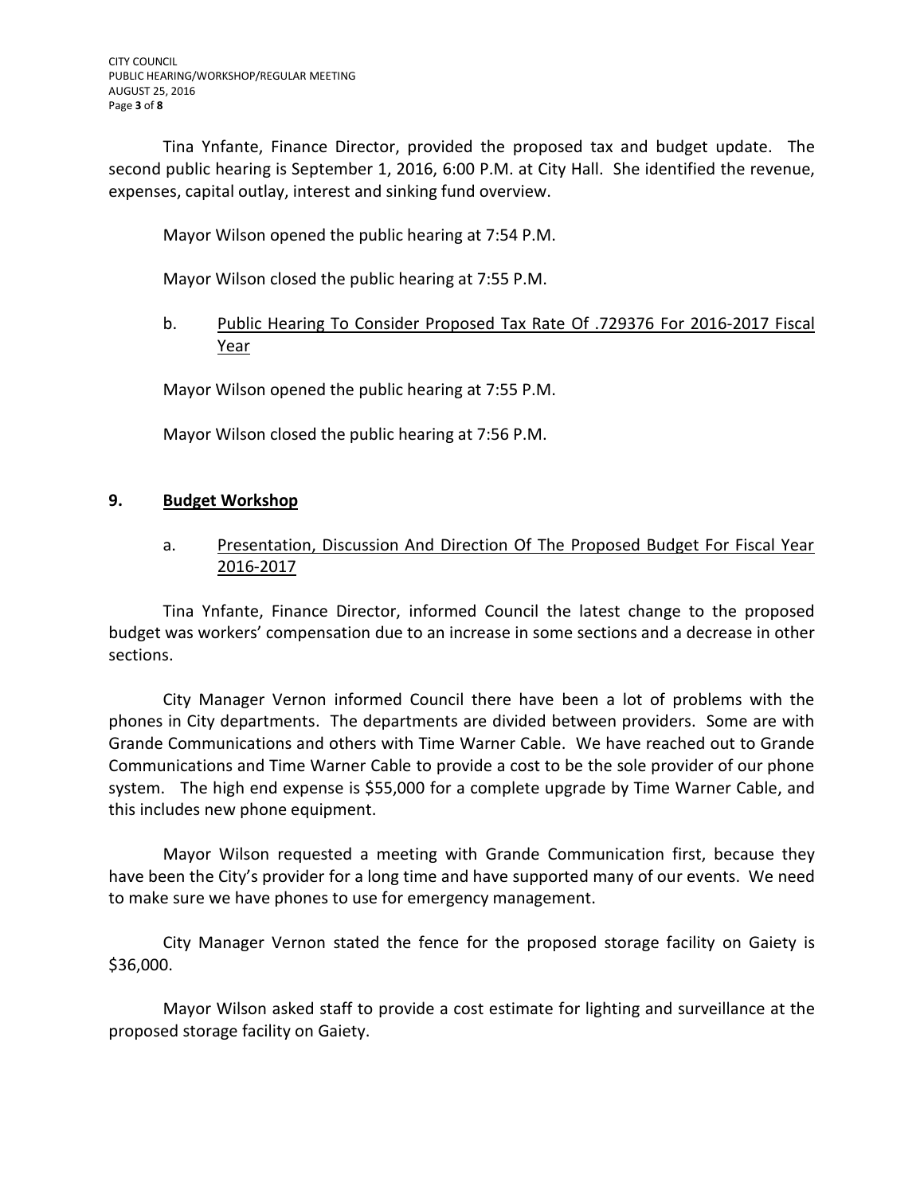Tina Ynfante, Finance Director, provided the proposed tax and budget update. The second public hearing is September 1, 2016, 6:00 P.M. at City Hall. She identified the revenue, expenses, capital outlay, interest and sinking fund overview.

Mayor Wilson opened the public hearing at 7:54 P.M.

Mayor Wilson closed the public hearing at 7:55 P.M.

b. Public Hearing To Consider Proposed Tax Rate Of .729376 For 2016-2017 Fiscal Year

Mayor Wilson opened the public hearing at 7:55 P.M.

Mayor Wilson closed the public hearing at 7:56 P.M.

## 9. Budget Workshop

a. Presentation, Discussion And Direction Of The Proposed Budget For Fiscal Year 2016-2017

Tina Ynfante, Finance Director, informed Council the latest change to the proposed budget was workers' compensation due to an increase in some sections and a decrease in other sections.

City Manager Vernon informed Council there have been a lot of problems with the phones in City departments. The departments are divided between providers. Some are with Grande Communications and others with Time Warner Cable. We have reached out to Grande Communications and Time Warner Cable to provide a cost to be the sole provider of our phone system. The high end expense is $55,000 for a complete upgrade by Time Warner Cable, and this includes new phone equipment.

Mayor Wilson requested a meeting with Grande Communication first, because they have been the City's provider for a long time and have supported many of our events. We need to make sure we have phones to use for emergency management.

City Manager Vernon stated the fence for the proposed storage facility on Gaiety is $36,000.

Mayor Wilson asked staff to provide a cost estimate for lighting and surveillance at the proposed storage facility on Gaiety.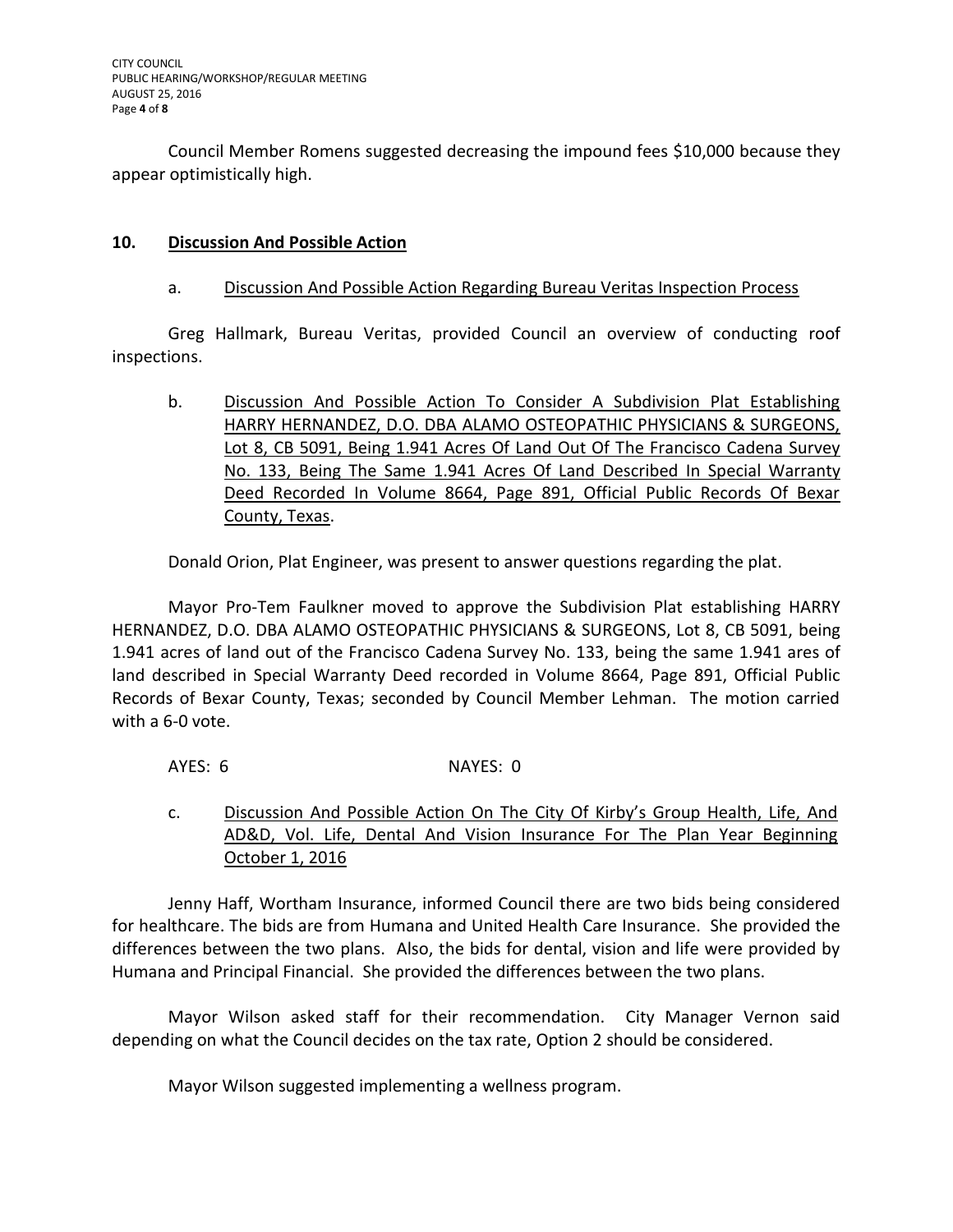Council Member Romens suggested decreasing the impound fees $10,000 because they appear optimistically high.

## 10. Discussion And Possible Action

a. Discussion And Possible Action Regarding Bureau Veritas Inspection Process

Greg Hallmark, Bureau Veritas, provided Council an overview of conducting roof inspections.

b. Discussion And Possible Action To Consider A Subdivision Plat Establishing HARRY HERNANDEZ, D.O. DBA ALAMO OSTEOPATHIC PHYSICIANS & SURGEONS, Lot 8, CB 5091, Being 1.941 Acres Of Land Out Of The Francisco Cadena Survey No. 133, Being The Same 1.941 Acres Of Land Described In Special Warranty Deed Recorded In Volume 8664, Page 891, Official Public Records Of Bexar County, Texas.

Donald Orion, Plat Engineer, was present to answer questions regarding the plat.

Mayor Pro-Tem Faulkner moved to approve the Subdivision Plat establishing HARRY HERNANDEZ, D.O. DBA ALAMO OSTEOPATHIC PHYSICIANS & SURGEONS, Lot 8, CB 5091, being 1.941 acres of land out of the Francisco Cadena Survey No. 133, being the same 1.941 ares of land described in Special Warranty Deed recorded in Volume 8664, Page 891, Official Public Records of Bexar County, Texas; seconded by Council Member Lehman. The motion carried with a 6-0 vote.

AYES: 6 NAYES: 0

c. Discussion And Possible Action On The City Of Kirby's Group Health, Life, And AD&D, Vol. Life, Dental And Vision Insurance For The Plan Year Beginning October 1, 2016

Jenny Haff, Wortham Insurance, informed Council there are two bids being considered for healthcare. The bids are from Humana and United Health Care Insurance. She provided the differences between the two plans. Also, the bids for dental, vision and life were provided by Humana and Principal Financial. She provided the differences between the two plans.

Mayor Wilson asked staff for their recommendation. City Manager Vernon said depending on what the Council decides on the tax rate, Option 2 should be considered.

Mayor Wilson suggested implementing a wellness program.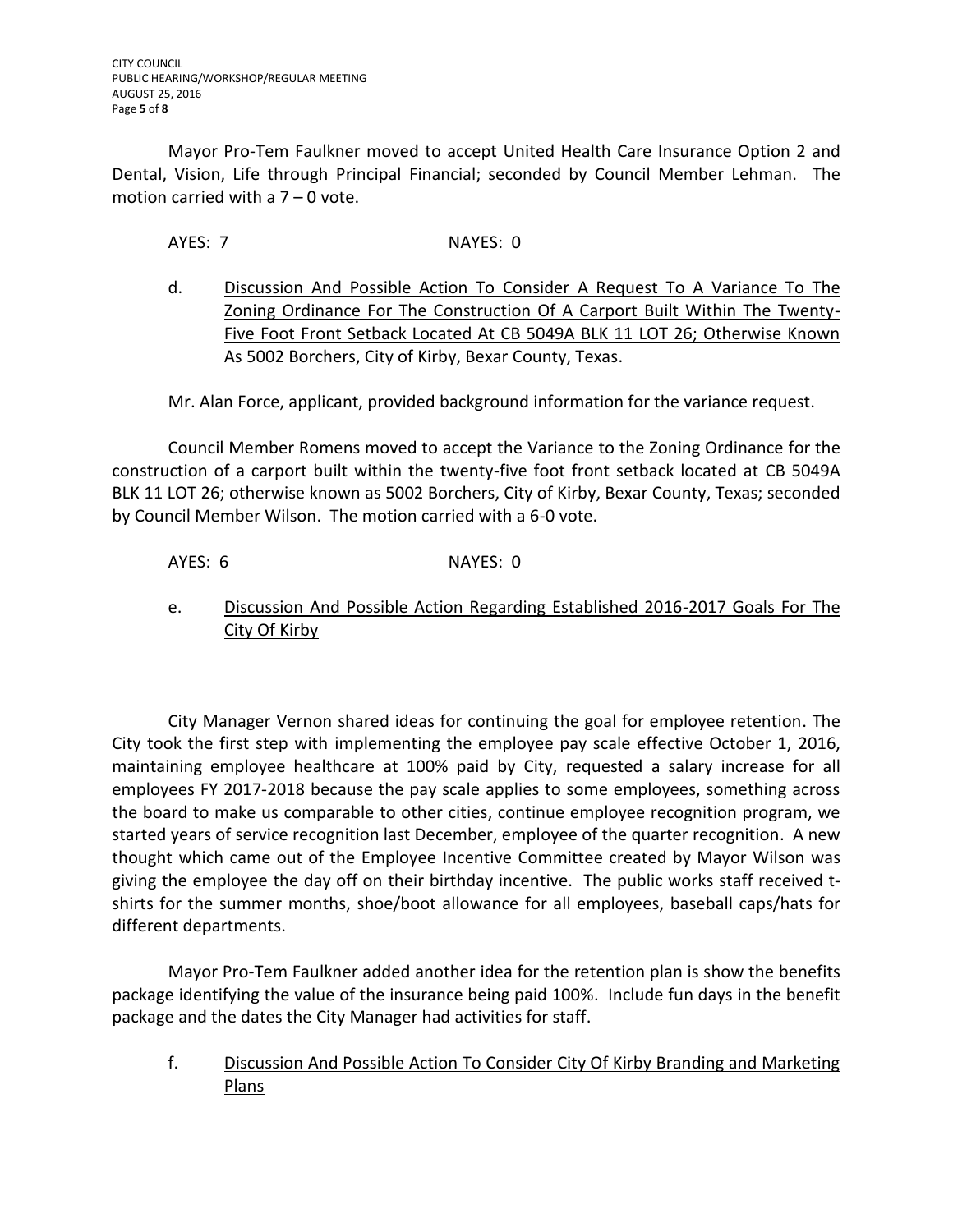Mayor Pro-Tem Faulkner moved to accept United Health Care Insurance Option 2 and Dental, Vision, Life through Principal Financial; seconded by Council Member Lehman. The motion carried with a 7 – 0 vote.

AYES: 7 NAYES: 0

d. <u>Discussion And Possible Action To Consider A Request To A Variance To The Zoning Ordinance For The Construction Of A Carport Built Within The Twenty-Five Foot Front Setback Located At CB 5049A BLK 11 LOT 26; Otherwise Known As 5002 Borchers, City of Kirby, Bexar County, Texas</u>.

Mr. Alan Force, applicant, provided background information for the variance request.

Council Member Romens moved to accept the Variance to the Zoning Ordinance for the construction of a carport built within the twenty-five foot front setback located at CB 5049A BLK 11 LOT 26; otherwise known as 5002 Borchers, City of Kirby, Bexar County, Texas; seconded by Council Member Wilson. The motion carried with a 6-0 vote.

AYES: 6 NAYES: 0

e. <u>Discussion And Possible Action Regarding Established 2016-2017 Goals For The City Of Kirby</u>

City Manager Vernon shared ideas for continuing the goal for employee retention. The City took the first step with implementing the employee pay scale effective October 1, 2016, maintaining employee healthcare at 100% paid by City, requested a salary increase for all employees FY 2017-2018 because the pay scale applies to some employees, something across the board to make us comparable to other cities, continue employee recognition program, we started years of service recognition last December, employee of the quarter recognition. A new thought which came out of the Employee Incentive Committee created by Mayor Wilson was giving the employee the day off on their birthday incentive. The public works staff received t-shirts for the summer months, shoe/boot allowance for all employees, baseball caps/hats for different departments.

Mayor Pro-Tem Faulkner added another idea for the retention plan is show the benefits package identifying the value of the insurance being paid 100%. Include fun days in the benefit package and the dates the City Manager had activities for staff.

f. <u>Discussion And Possible Action To Consider City Of Kirby Branding and Marketing Plans</u>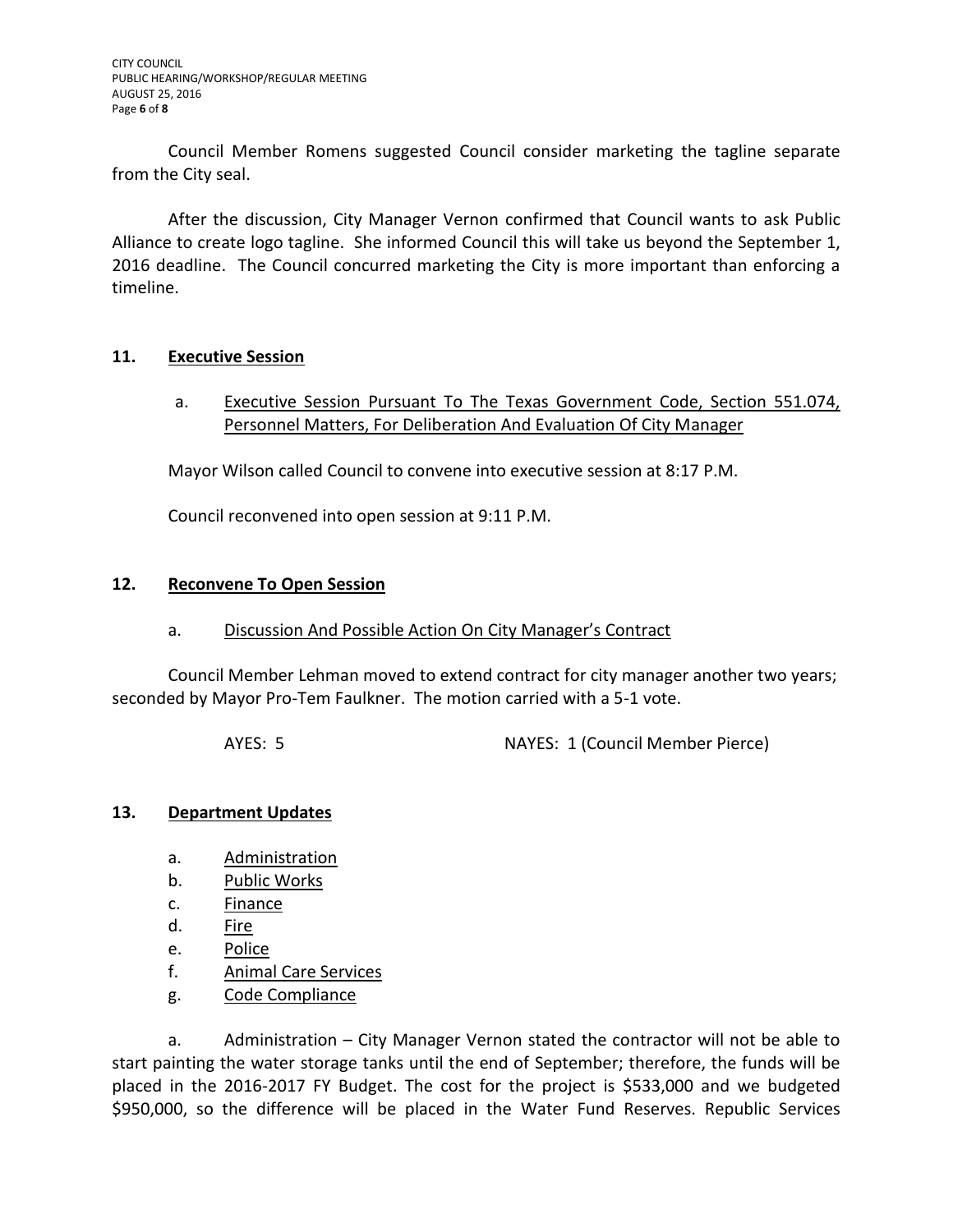Council Member Romens suggested Council consider marketing the tagline separate from the City seal.

After the discussion, City Manager Vernon confirmed that Council wants to ask Public Alliance to create logo tagline. She informed Council this will take us beyond the September 1, 2016 deadline. The Council concurred marketing the City is more important than enforcing a timeline.

## 11. Executive Session

a. Executive Session Pursuant To The Texas Government Code, Section 551.074, Personnel Matters, For Deliberation And Evaluation Of City Manager

Mayor Wilson called Council to convene into executive session at 8:17 P.M.

Council reconvened into open session at 9:11 P.M.

## 12. Reconvene To Open Session

a. Discussion And Possible Action On City Manager's Contract

Council Member Lehman moved to extend contract for city manager another two years; seconded by Mayor Pro-Tem Faulkner. The motion carried with a 5-1 vote.

AYES: 5 NAYES: 1 (Council Member Pierce)

## 13. Department Updates

a. Administration
b. Public Works
c. Finance
d. Fire
e. Police
f. Animal Care Services
g. Code Compliance

a. Administration – City Manager Vernon stated the contractor will not be able to start painting the water storage tanks until the end of September; therefore, the funds will be placed in the 2016-2017 FY Budget. The cost for the project is $533,000 and we budgeted $950,000, so the difference will be placed in the Water Fund Reserves. Republic Services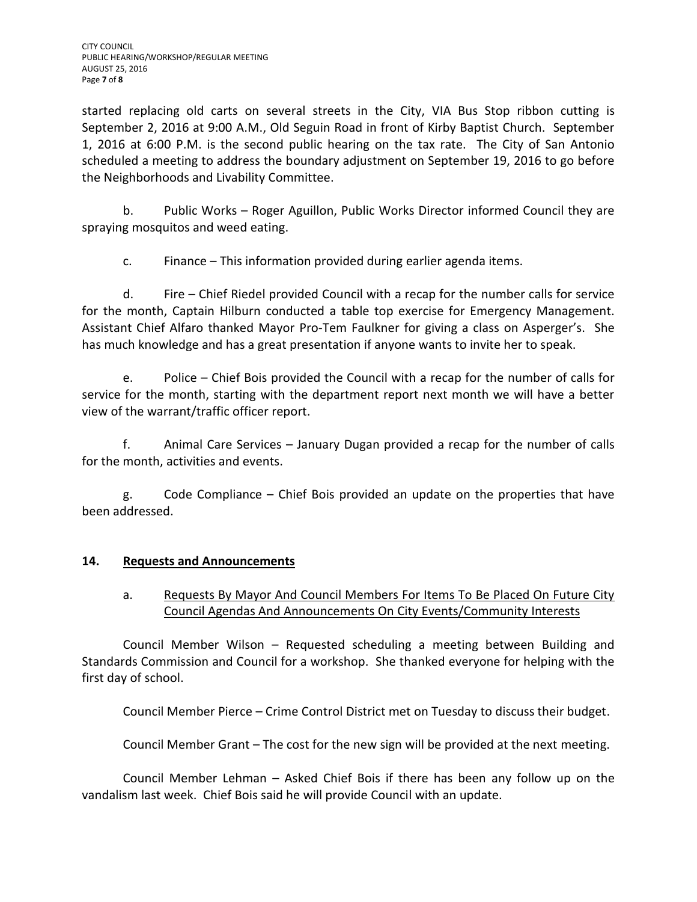started replacing old carts on several streets in the City, VIA Bus Stop ribbon cutting is September 2, 2016 at 9:00 A.M., Old Seguin Road in front of Kirby Baptist Church. September 1, 2016 at 6:00 P.M. is the second public hearing on the tax rate. The City of San Antonio scheduled a meeting to address the boundary adjustment on September 19, 2016 to go before the Neighborhoods and Livability Committee.

b. Public Works – Roger Aguillon, Public Works Director informed Council they are spraying mosquitos and weed eating.

c. Finance – This information provided during earlier agenda items.

d. Fire – Chief Riedel provided Council with a recap for the number calls for service for the month, Captain Hilburn conducted a table top exercise for Emergency Management. Assistant Chief Alfaro thanked Mayor Pro-Tem Faulkner for giving a class on Asperger's. She has much knowledge and has a great presentation if anyone wants to invite her to speak.

e. Police – Chief Bois provided the Council with a recap for the number of calls for service for the month, starting with the department report next month we will have a better view of the warrant/traffic officer report.

f. Animal Care Services – January Dugan provided a recap for the number of calls for the month, activities and events.

g. Code Compliance – Chief Bois provided an update on the properties that have been addressed.

## 14. Requests and Announcements

a. Requests By Mayor And Council Members For Items To Be Placed On Future City Council Agendas And Announcements On City Events/Community Interests

Council Member Wilson – Requested scheduling a meeting between Building and Standards Commission and Council for a workshop. She thanked everyone for helping with the first day of school.

Council Member Pierce – Crime Control District met on Tuesday to discuss their budget.

Council Member Grant – The cost for the new sign will be provided at the next meeting.

Council Member Lehman – Asked Chief Bois if there has been any follow up on the vandalism last week. Chief Bois said he will provide Council with an update.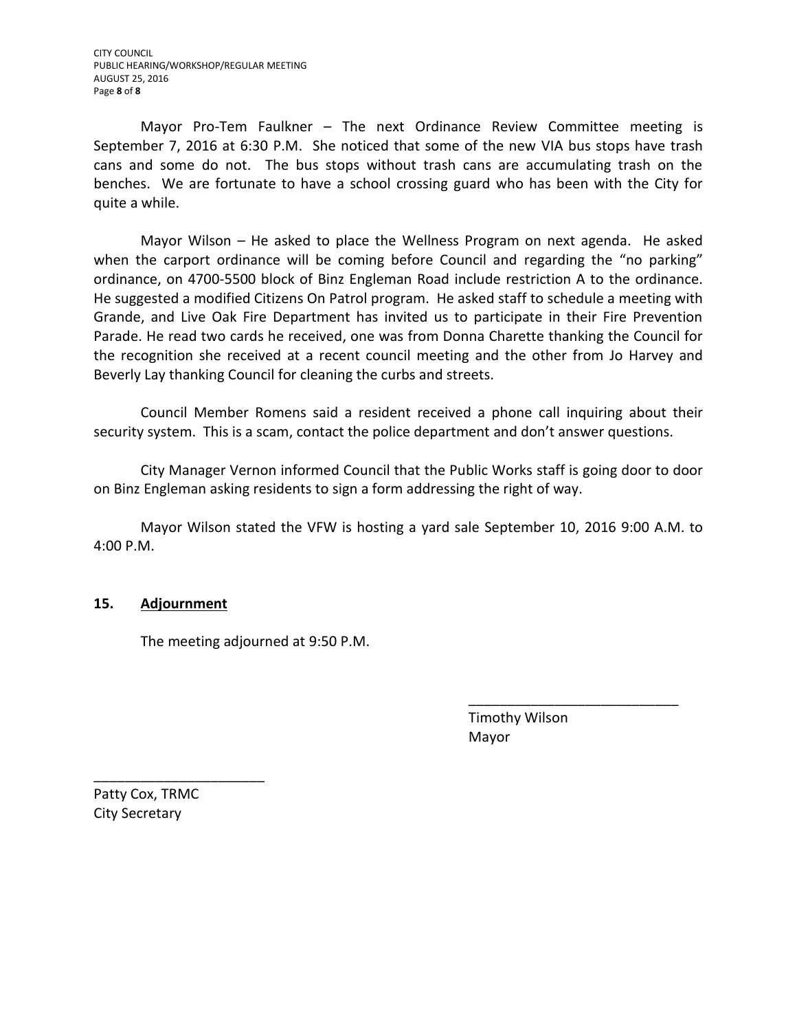Mayor Pro-Tem Faulkner – The next Ordinance Review Committee meeting is September 7, 2016 at 6:30 P.M. She noticed that some of the new VIA bus stops have trash cans and some do not. The bus stops without trash cans are accumulating trash on the benches. We are fortunate to have a school crossing guard who has been with the City for quite a while.

Mayor Wilson – He asked to place the Wellness Program on next agenda. He asked when the carport ordinance will be coming before Council and regarding the "no parking" ordinance, on 4700-5500 block of Binz Engleman Road include restriction A to the ordinance. He suggested a modified Citizens On Patrol program. He asked staff to schedule a meeting with Grande, and Live Oak Fire Department has invited us to participate in their Fire Prevention Parade. He read two cards he received, one was from Donna Charette thanking the Council for the recognition she received at a recent council meeting and the other from Jo Harvey and Beverly Lay thanking Council for cleaning the curbs and streets.

Council Member Romens said a resident received a phone call inquiring about their security system. This is a scam, contact the police department and don't answer questions.

City Manager Vernon informed Council that the Public Works staff is going door to door on Binz Engleman asking residents to sign a form addressing the right of way.

Mayor Wilson stated the VFW is hosting a yard sale September 10, 2016 9:00 A.M. to 4:00 P.M.

## 15. Adjournment

The meeting adjourned at 9:50 P.M.

\_\_\_\_\_\_\_\_\_\_\_\_\_\_\_\_\_\_\_\_\_\_\_\_\_\_\_\_
Timothy Wilson
Mayor

\_\_\_\_\_\_\_\_\_\_\_\_\_\_\_\_\_\_\_\_\_\_\_\_
Patty Cox, TRMC
City Secretary